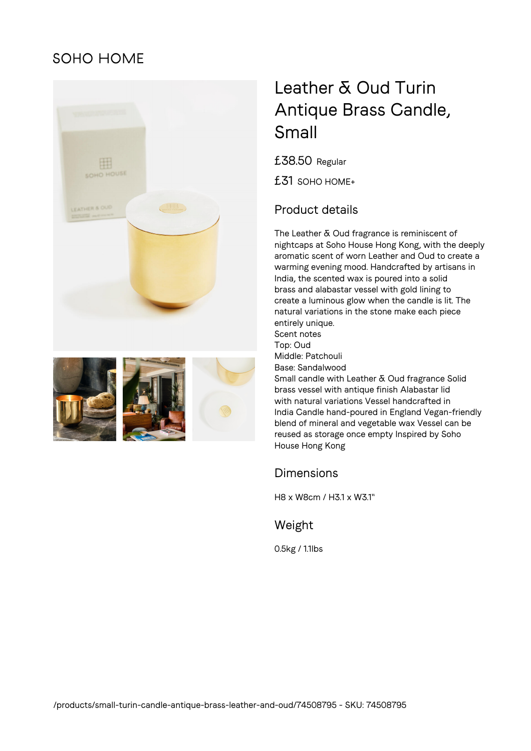SOHO HOME

# Leather & Oud Turin Antique Brass Candle, Small

£38.50 Regular

£31 SOHO HOME+

## Product details

The Leather & Oud fragrance is reminiscent of nightcaps at Soho House Hong Kong, with the deeply aromatic scent of worn Leather and Oud to create a warming evening mood. Handcrafted by artisans in India, the scented wax is poured into a solid brass and alabastar vessel with gold lining to create a luminous glow when the candle is lit. The natural variations in the stone make each piece entirely unique.
Scent notes
Top: Oud
Middle: Patchouli
Base: Sandalwood
Small candle with Leather & Oud fragrance Solid brass vessel with antique finish Alabastar lid with natural variations Vessel handcrafted in India Candle hand-poured in England Vegan-friendly blend of mineral and vegetable wax Vessel can be reused as storage once empty Inspired by Soho House Hong Kong

## Dimensions

H8 x W8cm / H3.1 x W3.1"

## Weight

0.5kg / 1.1lbs

/products/small-turin-candle-antique-brass-leather-and-oud/74508795 - SKU: 74508795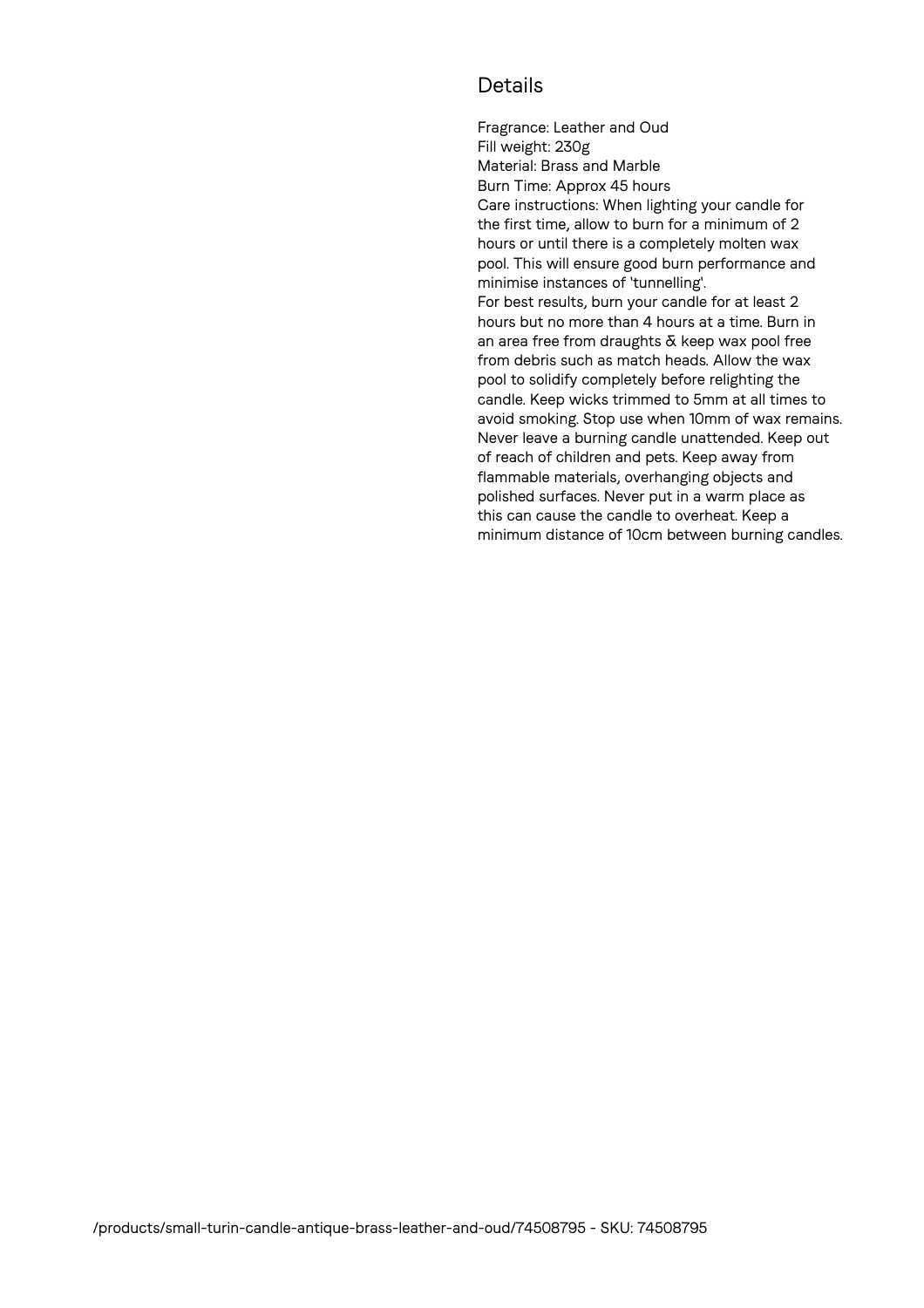## Details

Fragrance: Leather and Oud
Fill weight: 230g
Material: Brass and Marble
Burn Time: Approx 45 hours
Care instructions: When lighting your candle for the first time, allow to burn for a minimum of 2 hours or until there is a completely molten wax pool. This will ensure good burn performance and minimise instances of 'tunnelling'.
For best results, burn your candle for at least 2 hours but no more than 4 hours at a time. Burn in an area free from draughts & keep wax pool free from debris such as match heads. Allow the wax pool to solidify completely before relighting the candle. Keep wicks trimmed to 5mm at all times to avoid smoking. Stop use when 10mm of wax remains. Never leave a burning candle unattended. Keep out of reach of children and pets. Keep away from flammable materials, overhanging objects and polished surfaces. Never put in a warm place as this can cause the candle to overheat. Keep a minimum distance of 10cm between burning candles.

/products/small-turin-candle-antique-brass-leather-and-oud/74508795 - SKU: 74508795